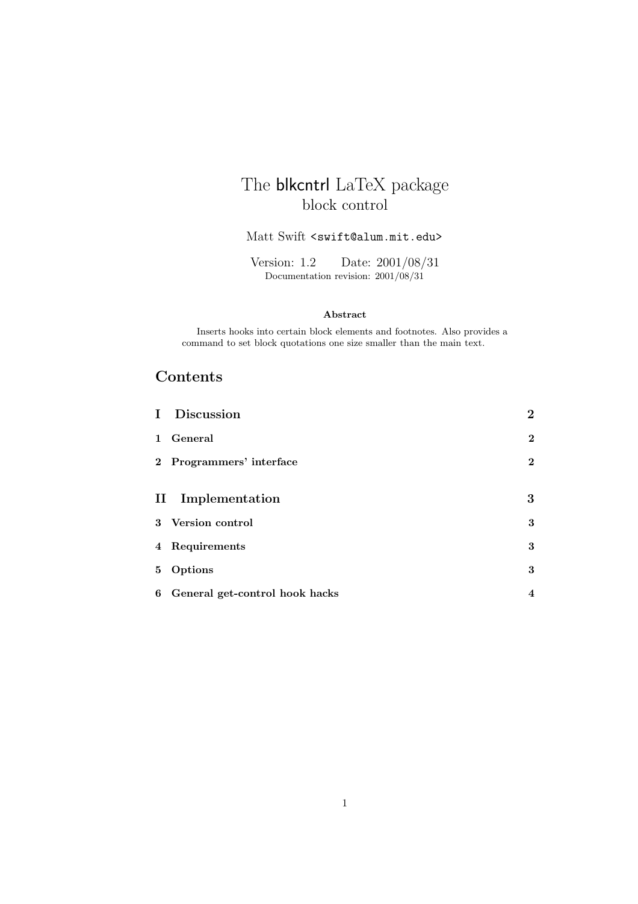# The blkcntrl LaTeX package
## block control

Matt Swift <swift@alum.mit.edu>

Version: 1.2 Date: 2001/08/31
Documentation revision: 2001/08/31

**Abstract**

Inserts hooks into certain block elements and footnotes. Also provides a command to set block quotations one size smaller than the main text.

## Contents

| | | |
|---|---|---|
| **I** | **Discussion** | **2** |
| **1** | **General** | **2** |
| **2** | **Programmers' interface** | **2** |
| **II** | **Implementation** | **3** |
| **3** | **Version control** | **3** |
| **4** | **Requirements** | **3** |
| **5** | **Options** | **3** |
| **6** | **General get-control hook hacks** | **4** |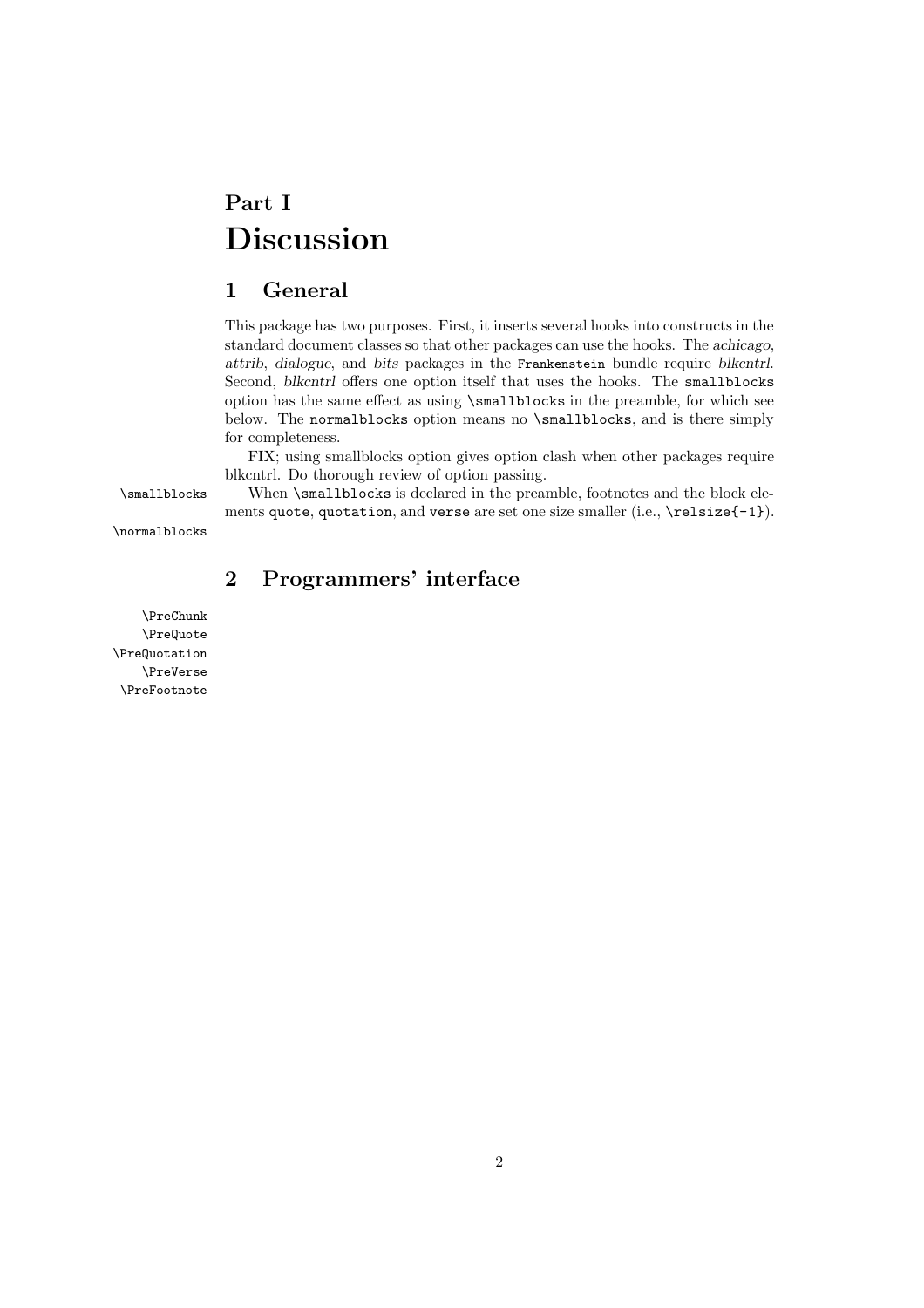# Part I Discussion

## 1 General

This package has two purposes. First, it inserts several hooks into constructs in the standard document classes so that other packages can use the hooks. The *achicago*, *attrib*, *dialogue*, and *bits* packages in the `Frankenstein` bundle require *blkcntrl*. Second, *blkcntrl* offers one option itself that uses the hooks. The `smallblocks` option has the same effect as using `\smallblocks` in the preamble, for which see below. The `normalblocks` option means no `\smallblocks`, and is there simply for completeness.

FIX; using smallblocks option gives option clash when other packages require blkcntrl. Do thorough review of option passing.

`\smallblocks`

`\normalblocks`

When `\smallblocks` is declared in the preamble, footnotes and the block elements `quote`, `quotation`, and `verse` are set one size smaller (i.e., `\relsize{-1}`).

## 2 Programmers' interface

`\PreChunk`
`\PreQuote`
`\PreQuotation`
`\PreVerse`
`\PreFootnote`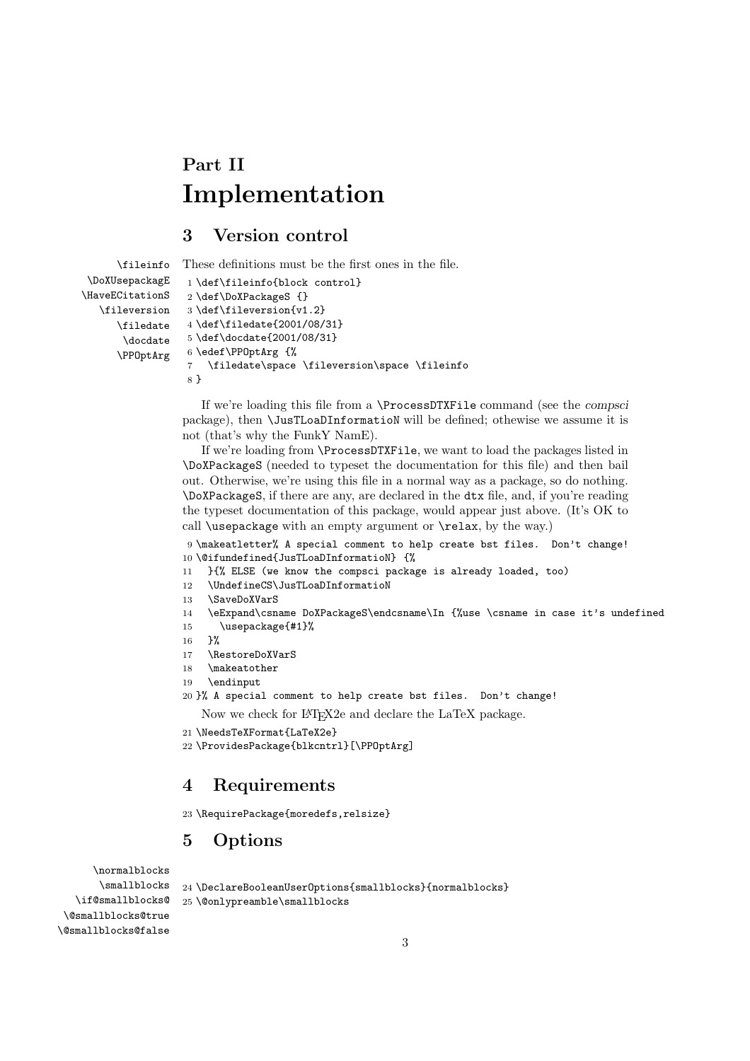# Part II
# Implementation

## 3 Version control

\fileinfo
\DoXUsepackagE
\HaveECitationS
\fileversion
\filedate
\docdate
\PPOptArg

These definitions must be the first ones in the file.

```
1 \def\fileinfo{block control}
2 \def\DoXPackageS {}
3 \def\fileversion{v1.2}
4 \def\filedate{2001/08/31}
5 \def\docdate{2001/08/31}
6 \edef\PPOptArg {%
7   \filedate\space \fileversion\space \fileinfo
8 }
```

If we're loading this file from a `\ProcessDTXFile` command (see the *compsci* package), then `\JusTLoaDInformatioN` will be defined; othewise we assume it is not (that's why the FunkY NamE).

If we're loading from `\ProcessDTXFile`, we want to load the packages listed in `\DoXPackageS` (needed to typeset the documentation for this file) and then bail out. Otherwise, we're using this file in a normal way as a package, so do nothing. `\DoXPackageS`, if there are any, are declared in the `dtx` file, and, if you're reading the typeset documentation of this package, would appear just above. (It's OK to call `\usepackage` with an empty argument or `\relax`, by the way.)

```
9 \makeatletter% A special comment to help create bst files.  Don't change!
10 \@ifundefined{JusTLoaDInformatioN} {%
11   }{% ELSE (we know the compsci package is already loaded, too)
12   \UndefineCS\JusTLoaDInformatioN
13   \SaveDoXVarS
14   \eExpand\csname DoXPackageS\endcsname\In {%use \csname in case it's undefined
15     \usepackage{#1}%
16   }%
17   \RestoreDoXVarS
18   \makeatother
19   \endinput
20 }% A special comment to help create bst files.  Don't change!
```

Now we check for LaTeX2e and declare the LaTeX package.

```
21 \NeedsTeXFormat{LaTeX2e}
22 \ProvidesPackage{blkcntrl}[\PPOptArg]
```

## 4 Requirements

```
23 \RequirePackage{moredefs,relsize}
```

## 5 Options

\normalblocks
\smallblocks
\if@smallblocks@
\@smallblocks@true
\@smallblocks@false

```
24 \DeclareBooleanUserOptions{smallblocks}{normalblocks}
25 \@onlypreamble\smallblocks
```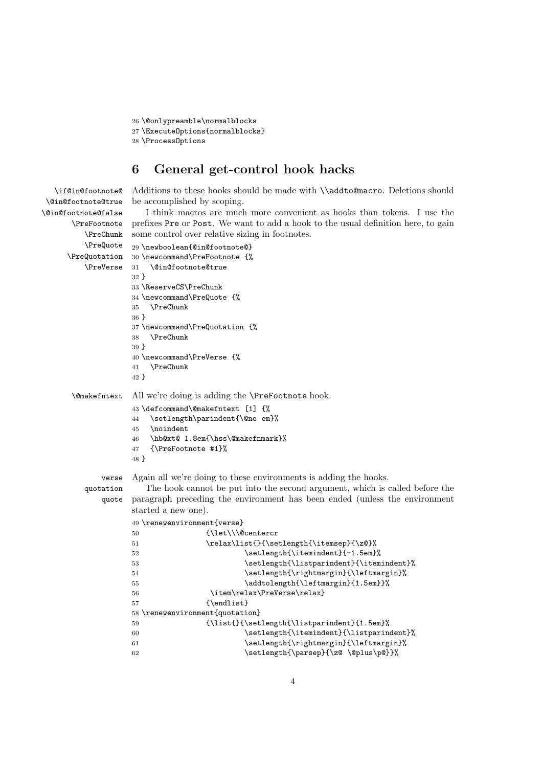```
26 \@onlypreamble\normalblocks
27 \ExecuteOptions{normalblocks}
28 \ProcessOptions
```

## 6 General get-control hook hacks

`\if@in@footnote@` `\@in@footnote@true` `\@in@footnote@false` `\PreFootnote` `\PreChunk` `\PreQuote` `\PreQuotation` `\PreVerse`

Additions to these hooks should be made with `\\addto@macro`. Deletions should be accomplished by scoping.

I think macros are much more convenient as hooks than tokens. I use the prefixes `Pre` or `Post`. We want to add a hook to the usual definition here, to gain some control over relative sizing in footnotes.

```
29 \newboolean{@in@footnote@}
30 \newcommand\PreFootnote {%
31   \@in@footnote@true
32 }
33 \ReserveCS\PreChunk
34 \newcommand\PreQuote {%
35   \PreChunk
36 }
37 \newcommand\PreQuotation {%
38   \PreChunk
39 }
40 \newcommand\PreVerse {%
41   \PreChunk
42 }
```

`\@makefntext`

All we're doing is adding the `\PreFootnote` hook.

```
43 \defcommand\@makefntext [1] {%
44   \setlength\parindent{\@ne em}%
45   \noindent
46   \hb@xt@ 1.8em{\hss\@makefnmark}%
47   {\PreFootnote #1}%
48 }
```

`verse` `quotation` `quote`

Again all we're doing to these environments is adding the hooks.

The hook cannot be put into the second argument, which is called before the paragraph preceding the environment has been ended (unless the environment started a new one).

```
49 \renewenvironment{verse}
50                {\let\\\@centercr
51                \relax\list{}{\setlength{\itemsep}{\z@}%
52                         \setlength{\itemindent}{-1.5em}%
53                         \setlength{\listparindent}{\itemindent}%
54                         \setlength{\rightmargin}{\leftmargin}%
55                         \addtolength{\leftmargin}{1.5em}}%
56                 \item\relax\PreVerse\relax}
57                {\endlist}
58 \renewenvironment{quotation}
59                {\list{}{\setlength{\listparindent}{1.5em}%
60                         \setlength{\itemindent}{\listparindent}%
61                         \setlength{\rightmargin}{\leftmargin}%
62                         \setlength{\parsep}{\z@ \@plus\p@}}%
```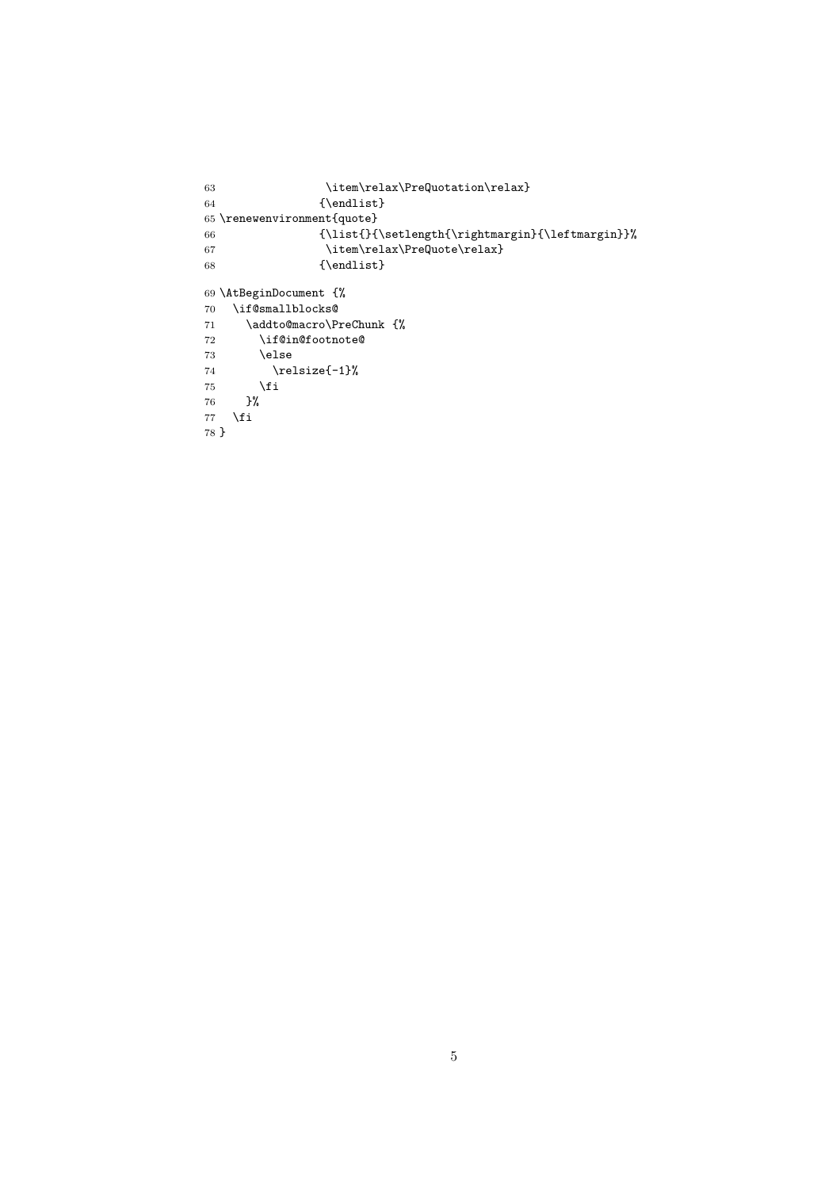```
63                \item\relax\PreQuotation\relax}
64               {\endlist}
65 \renewenvironment{quote}
66               {\list{}{\setlength{\rightmargin}{\leftmargin}}%
67                \item\relax\PreQuote\relax}
68               {\endlist}
```

```
69 \AtBeginDocument {%
70   \if@smallblocks@
71     \addto@macro\PreChunk {%
72       \if@in@footnote@
73       \else
74         \relsize{-1}%
75       \fi
76     }%
77   \fi
78 }
```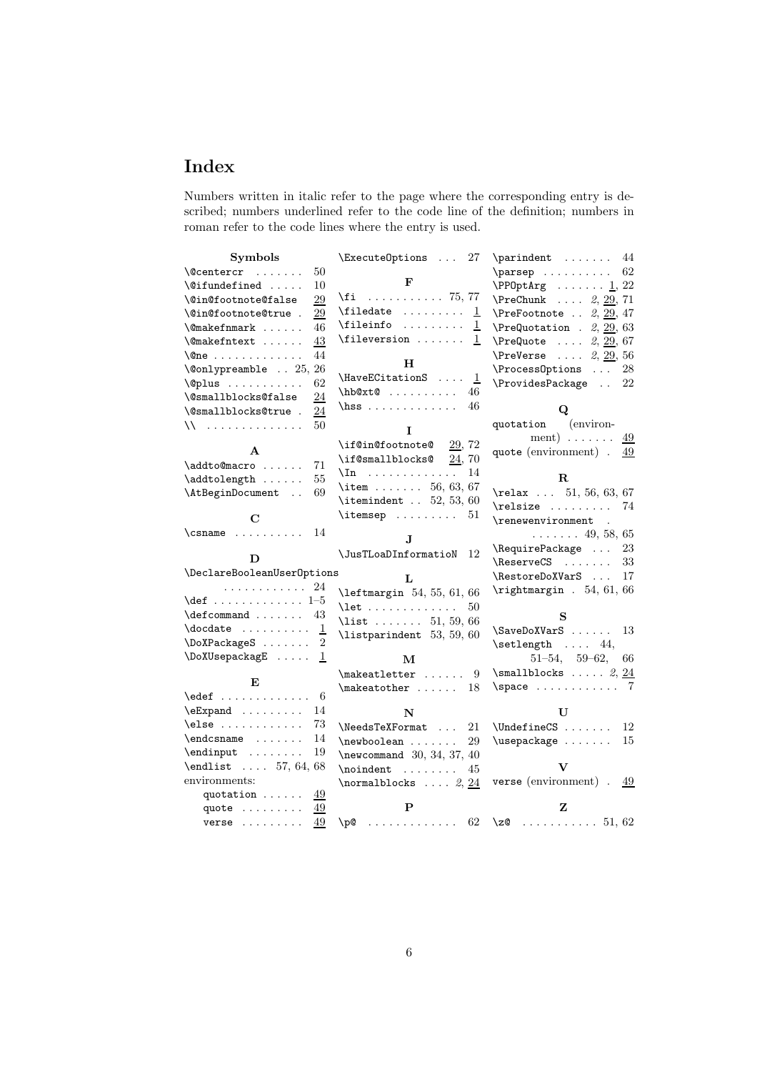# Index

Numbers written in italic refer to the page where the corresponding entry is described; numbers underlined refer to the code line of the definition; numbers in roman refer to the code lines where the entry is used.

**Symbols**

- \@centercr . . . . . . . 50
- \@ifundefined . . . . . 10
- \@in@footnote@false <u>29</u>
- \@in@footnote@true . <u>29</u>
- \@makefnmark . . . . . . 46
- \@makefntext . . . . . . <u>43</u>
- \@ne . . . . . . . . . . . . . 44
- \@onlypreamble . . 25, 26
- \@plus . . . . . . . . . . . 62
- \@smallblocks@false <u>24</u>
- \@smallblocks@true . <u>24</u>
- \\ . . . . . . . . . . . . . . 50

**A**

- \addto@macro . . . . . . 71
- \addtolength . . . . . . 55
- \AtBeginDocument . . 69

**C**

- \csname . . . . . . . . . . 14

**D**

- \DeclareBooleanUserOptions . . . . . . . . . . . . 24
- \def . . . . . . . . . . . . . 1–5
- \defcommand . . . . . . . 43
- \docdate . . . . . . . . . . <u>1</u>
- \DoXPackageS . . . . . . . 2
- \DoXUsepackagE . . . . . <u>1</u>

**E**

- \edef . . . . . . . . . . . . . 6
- \eExpand . . . . . . . . . 14
- \else . . . . . . . . . . . . 73
- \endcsname . . . . . . . 14
- \endinput . . . . . . . . 19
- \endlist . . . . 57, 64, 68
- environments:
  - quotation . . . . . . <u>49</u>
  - quote . . . . . . . . . <u>49</u>
  - verse . . . . . . . . . <u>49</u>
- \ExecuteOptions . . . 27

**F**

- \fi . . . . . . . . . . . 75, 77
- \filedate . . . . . . . . . <u>1</u>
- \fileinfo . . . . . . . . . <u>1</u>
- \fileversion . . . . . . . <u>1</u>

**H**

- \HaveECitationS . . . . <u>1</u>
- \hb@xt@ . . . . . . . . . . 46
- \hss . . . . . . . . . . . . . 46

**I**

- \if@in@footnote@ <u>29</u>, 72
- \if@smallblocks@ <u>24</u>, 70
- \In . . . . . . . . . . . . . 14
- \item . . . . . . . 56, 63, 67
- \itemindent . . 52, 53, 60
- \itemsep . . . . . . . . . 51

**J**

- \JusTLoaDInformatioN 12

**L**

- \leftmargin 54, 55, 61, 66
- \let . . . . . . . . . . . . . 50
- \list . . . . . . . 51, 59, 66
- \listparindent 53, 59, 60

**M**

- \makeatletter . . . . . . 9
- \makeatother . . . . . . 18

**N**

- \NeedsTeXFormat . . . 21
- \newboolean . . . . . . . 29
- \newcommand 30, 34, 37, 40
- \noindent . . . . . . . . 45
- \normalblocks . . . . *2*, <u>24</u>

**P**

- \p@ . . . . . . . . . . . . . 62
- \parindent . . . . . . . 44
- \parsep . . . . . . . . . . 62
- \PPOptArg . . . . . . . <u>1</u>, 22
- \PreChunk . . . . *2*, <u>29</u>, 71
- \PreFootnote . . *2*, <u>29</u>, 47
- \PreQuotation . *2*, <u>29</u>, 63
- \PreQuote . . . . *2*, <u>29</u>, 67
- \PreVerse . . . . *2*, <u>29</u>, 56
- \ProcessOptions . . . 28
- \ProvidesPackage . . 22

**Q**

- quotation (environment) . . . . . . . <u>49</u>
- quote (environment) . <u>49</u>

**R**

- \relax . . . 51, 56, 63, 67
- \relsize . . . . . . . . . 74
- \renewenvironment . . . . . . . . 49, 58, 65
- \RequirePackage . . . 23
- \ReserveCS . . . . . . . 33
- \RestoreDoXVarS . . . 17
- \rightmargin . 54, 61, 66

**S**

- \SaveDoXVarS . . . . . . 13
- \setlength . . . . 44, 51–54, 59–62, 66
- \smallblocks . . . . . *2*, <u>24</u>
- \space . . . . . . . . . . . . 7

**U**

- \UndefineCS . . . . . . . 12
- \usepackage . . . . . . . 15

**V**

- verse (environment) . <u>49</u>

**Z**

- \z@ . . . . . . . . . . . 51, 62